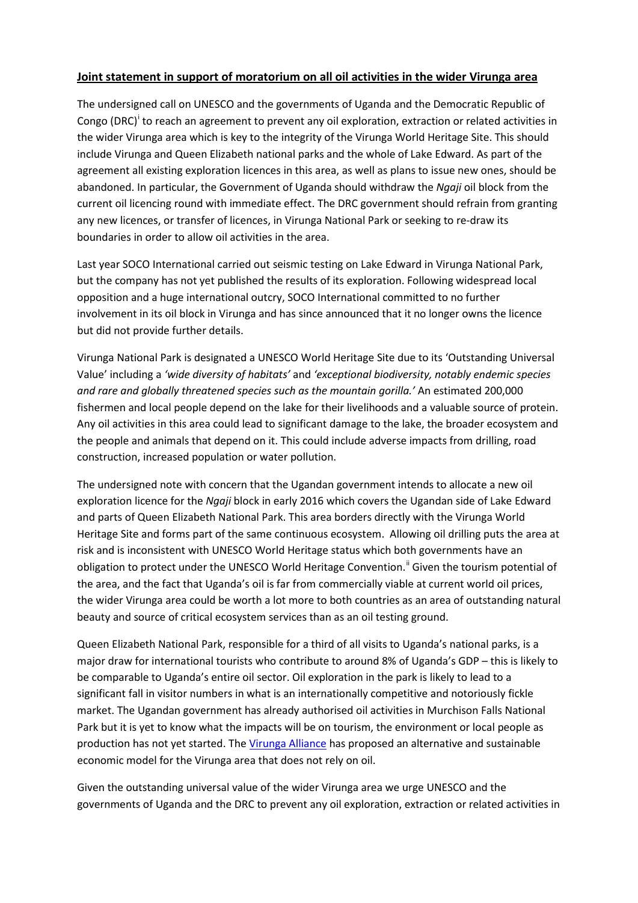## Joint statement in support of moratorium on all oil activities in the wider Virunga area

The undersigned call on UNESCO and the governments of Uganda and the Democratic Republic of Congo (DRC)[i] to reach an agreement to prevent any oil exploration, extraction or related activities in the wider Virunga area which is key to the integrity of the Virunga World Heritage Site. This should include Virunga and Queen Elizabeth national parks and the whole of Lake Edward. As part of the agreement all existing exploration licences in this area, as well as plans to issue new ones, should be abandoned. In particular, the Government of Uganda should withdraw the *Ngaji* oil block from the current oil licencing round with immediate effect. The DRC government should refrain from granting any new licences, or transfer of licences, in Virunga National Park or seeking to re-draw its boundaries in order to allow oil activities in the area.

Last year SOCO International carried out seismic testing on Lake Edward in Virunga National Park, but the company has not yet published the results of its exploration. Following widespread local opposition and a huge international outcry, SOCO International committed to no further involvement in its oil block in Virunga and has since announced that it no longer owns the licence but did not provide further details.

Virunga National Park is designated a UNESCO World Heritage Site due to its 'Outstanding Universal Value' including a *'wide diversity of habitats'* and *'exceptional biodiversity, notably endemic species and rare and globally threatened species such as the mountain gorilla.'* An estimated 200,000 fishermen and local people depend on the lake for their livelihoods and a valuable source of protein. Any oil activities in this area could lead to significant damage to the lake, the broader ecosystem and the people and animals that depend on it. This could include adverse impacts from drilling, road construction, increased population or water pollution.

The undersigned note with concern that the Ugandan government intends to allocate a new oil exploration licence for the *Ngaji* block in early 2016 which covers the Ugandan side of Lake Edward and parts of Queen Elizabeth National Park. This area borders directly with the Virunga World Heritage Site and forms part of the same continuous ecosystem. Allowing oil drilling puts the area at risk and is inconsistent with UNESCO World Heritage status which both governments have an obligation to protect under the UNESCO World Heritage Convention.[ii] Given the tourism potential of the area, and the fact that Uganda's oil is far from commercially viable at current world oil prices, the wider Virunga area could be worth a lot more to both countries as an area of outstanding natural beauty and source of critical ecosystem services than as an oil testing ground.

Queen Elizabeth National Park, responsible for a third of all visits to Uganda's national parks, is a major draw for international tourists who contribute to around 8% of Uganda's GDP – this is likely to be comparable to Uganda's entire oil sector. Oil exploration in the park is likely to lead to a significant fall in visitor numbers in what is an internationally competitive and notoriously fickle market. The Ugandan government has already authorised oil activities in Murchison Falls National Park but it is yet to know what the impacts will be on tourism, the environment or local people as production has not yet started. The [Virunga Alliance] has proposed an alternative and sustainable economic model for the Virunga area that does not rely on oil.

Given the outstanding universal value of the wider Virunga area we urge UNESCO and the governments of Uganda and the DRC to prevent any oil exploration, extraction or related activities in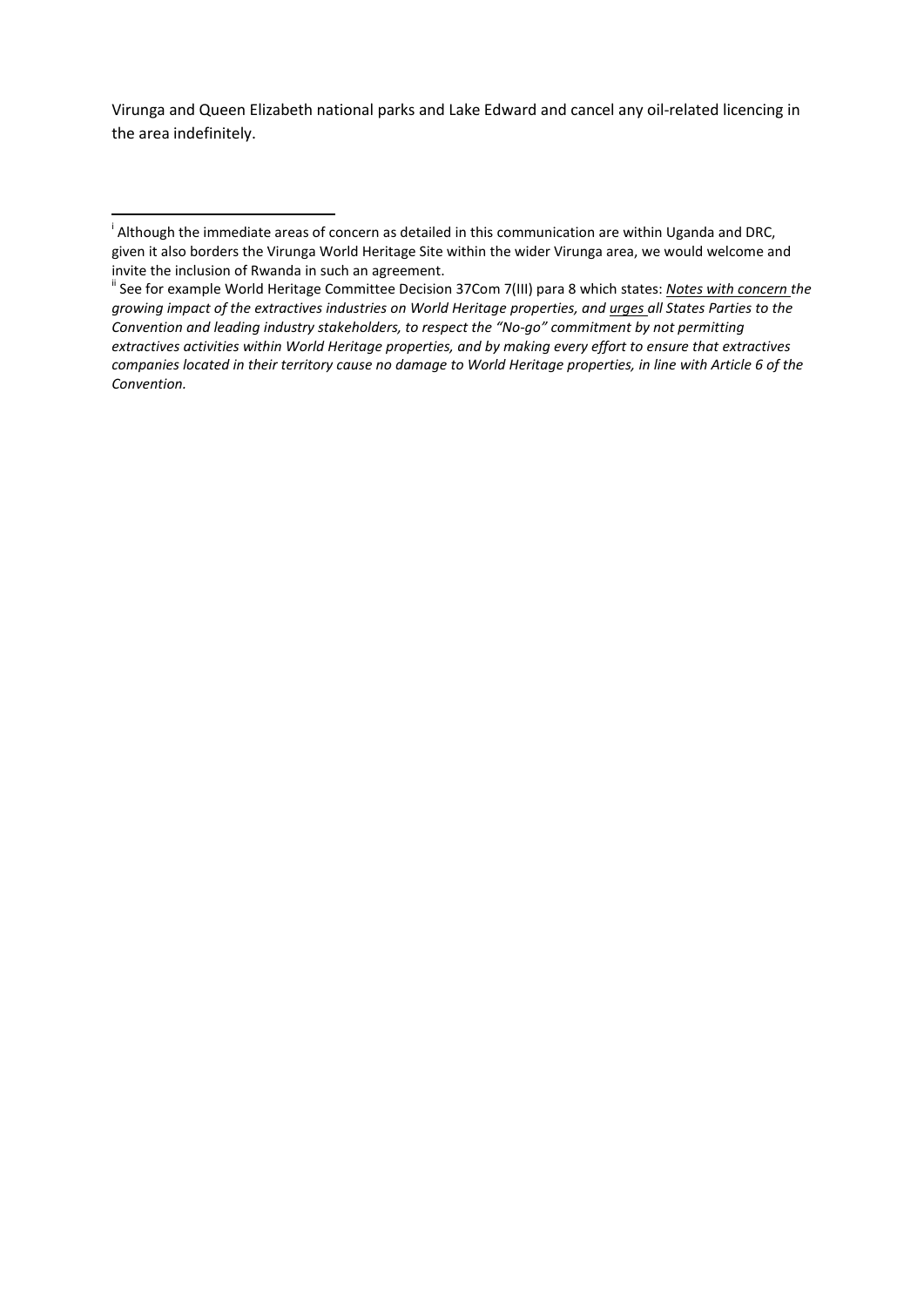Virunga and Queen Elizabeth national parks and Lake Edward and cancel any oil-related licencing in the area indefinitely.

---

[i] Although the immediate areas of concern as detailed in this communication are within Uganda and DRC, given it also borders the Virunga World Heritage Site within the wider Virunga area, we would welcome and invite the inclusion of Rwanda in such an agreement.

[ii] See for example World Heritage Committee Decision 37Com 7(III) para 8 which states: *<u>Notes with concern</u> the growing impact of the extractives industries on World Heritage properties, and <u>urges</u> all States Parties to the Convention and leading industry stakeholders, to respect the "No-go" commitment by not permitting extractives activities within World Heritage properties, and by making every effort to ensure that extractives companies located in their territory cause no damage to World Heritage properties, in line with Article 6 of the Convention.*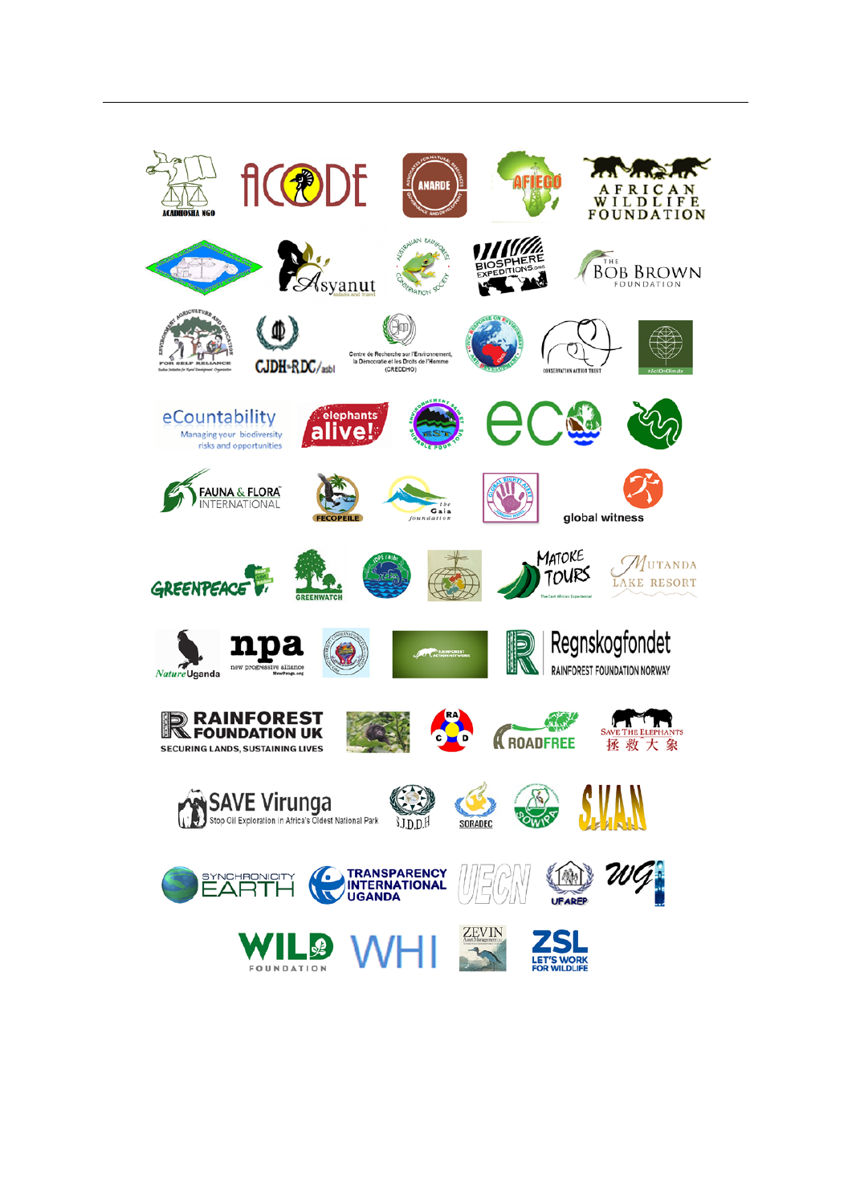ACADHOSHA NGO

ACODE

ANARDE – Advocates for Natural Resources Governance and Development

AFIEGO

AFRICAN WILDLIFE FOUNDATION

Asyanut safaris and travel

Australian Rainforest Conservation Society

BIOSPHERE EXPEDITIONS.ORG

THE BOB BROWN FOUNDATION

CJDH-RDC/asbl

Centre de Recherche sur l'Environnement, la Démocratie et les Droits de l'Homme (CREDDHO)

CONSERVATION ACTION TRUST

#ActOnClimate

eCountability – Managing your biodiversity risks and opportunities

elephants alive!

Environnement Sain et Durable pour Tous (ESDT)

eco

FAUNA & FLORA INTERNATIONAL

FECOPEILE

the Gaia foundation

global witness

GREENPEACE

GREENWATCH

IDPE/asbl

MATOKE TOURS

MUTANDA LAKE RESORT

Nature Uganda

npa – new progressive alliance

RAINFOREST ACTION NETWORK

Regnskogfondet – RAINFOREST FOUNDATION NORWAY

RAINFOREST FOUNDATION UK – SECURING LANDS, SUSTAINING LIVES

RACD

ROADFREE

SAVE THE ELEPHANTS 拯救大象

SAVE Virunga – Stop Oil Exploration in Africa's Oldest National Park

S.J.D.D.H

SORADEC

SOWIPA

S.VAN

SYNCHRONICITY EARTH

TRANSPARENCY INTERNATIONAL UGANDA

UECN

UFAREP

WG

WILD FOUNDATION

WHI

ZEVIN Asset Management

ZSL – LET'S WORK FOR WILDLIFE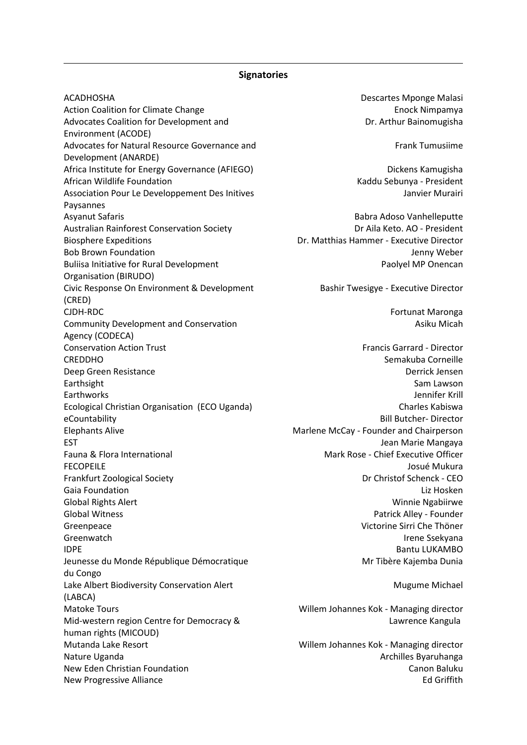## Signatories

| Organisation | Signatory |
|---|---|
| ACADHOSHA | Descartes Mponge Malasi |
| Action Coalition for Climate Change | Enock Nimpamya |
| Advocates Coalition for Development and Environment (ACODE) | Dr. Arthur Bainomugisha |
| Advocates for Natural Resource Governance and Development (ANARDE) | Frank Tumusiime |
| Africa Institute for Energy Governance (AFIEGO) | Dickens Kamugisha |
| African Wildlife Foundation | Kaddu Sebunya - President |
| Association Pour Le Developpement Des Initives Paysannes | Janvier Murairi |
| Asyanut Safaris | Babra Adoso Vanhelleputte |
| Australian Rainforest Conservation Society | Dr Aila Keto. AO - President |
| Biosphere Expeditions | Dr. Matthias Hammer - Executive Director |
| Bob Brown Foundation | Jenny Weber |
| Buliisa Initiative for Rural Development Organisation (BIRUDO) | Paolyel MP Onencan |
| Civic Response On Environment & Development (CRED) | Bashir Twesigye - Executive Director |
| CJDH-RDC | Fortunat Maronga |
| Community Development and Conservation Agency (CODECA) | Asiku Micah |
| Conservation Action Trust | Francis Garrard - Director |
| CREDDHO | Semakuba Corneille |
| Deep Green Resistance | Derrick Jensen |
| Earthsight | Sam Lawson |
| Earthworks | Jennifer Krill |
| Ecological Christian Organisation (ECO Uganda) | Charles Kabiswa |
| eCountability | Bill Butcher- Director |
| Elephants Alive | Marlene McCay - Founder and Chairperson |
| EST | Jean Marie Mangaya |
| Fauna & Flora International | Mark Rose - Chief Executive Officer |
| FECOPEILE | Josué Mukura |
| Frankfurt Zoological Society | Dr Christof Schenck - CEO |
| Gaia Foundation | Liz Hosken |
| Global Rights Alert | Winnie Ngabiirwe |
| Global Witness | Patrick Alley - Founder |
| Greenpeace | Victorine Sirri Che Thöner |
| Greenwatch | Irene Ssekyana |
| IDPE | Bantu LUKAMBO |
| Jeunesse du Monde République Démocratique du Congo | Mr Tibère Kajemba Dunia |
| Lake Albert Biodiversity Conservation Alert (LABCA) | Mugume Michael |
| Matoke Tours | Willem Johannes Kok - Managing director |
| Mid-western region Centre for Democracy & human rights (MICOUD) | Lawrence Kangula |
| Mutanda Lake Resort | Willem Johannes Kok - Managing director |
| Nature Uganda | Archilles Byaruhanga |
| New Eden Christian Foundation | Canon Baluku |
| New Progressive Alliance | Ed Griffith |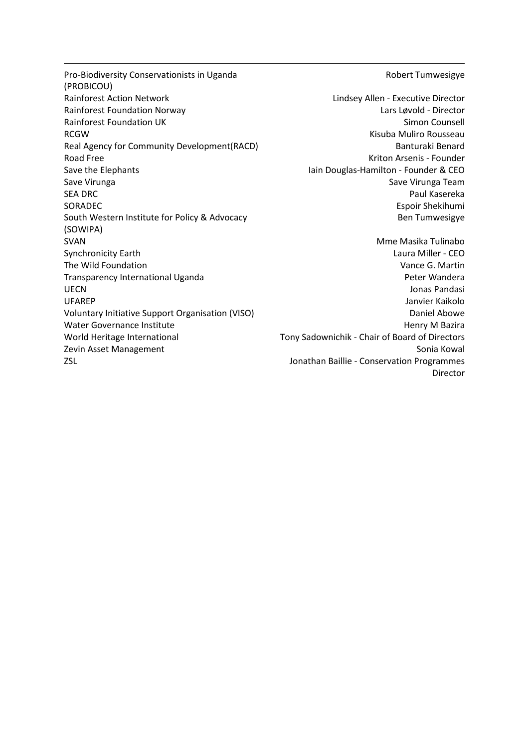| | |
|---|---|
| Pro-Biodiversity Conservationists in Uganda (PROBICOU) | Robert Tumwesigye |
| Rainforest Action Network | Lindsey Allen - Executive Director |
| Rainforest Foundation Norway | Lars Løvold - Director |
| Rainforest Foundation UK | Simon Counsell |
| RCGW | Kisuba Muliro Rousseau |
| Real Agency for Community Development(RACD) | Banturaki Benard |
| Road Free | Kriton Arsenis - Founder |
| Save the Elephants | Iain Douglas-Hamilton - Founder & CEO |
| Save Virunga | Save Virunga Team |
| SEA DRC | Paul Kasereka |
| SORADEC | Espoir Shekihumi |
| South Western Institute for Policy & Advocacy (SOWIPA) | Ben Tumwesigye |
| SVAN | Mme Masika Tulinabo |
| Synchronicity Earth | Laura Miller - CEO |
| The Wild Foundation | Vance G. Martin |
| Transparency International Uganda | Peter Wandera |
| UECN | Jonas Pandasi |
| UFAREP | Janvier Kaikolo |
| Voluntary Initiative Support Organisation (VISO) | Daniel Abowe |
| Water Governance Institute | Henry M Bazira |
| World Heritage International | Tony Sadownichik - Chair of Board of Directors |
| Zevin Asset Management | Sonia Kowal |
| ZSL | Jonathan Baillie - Conservation Programmes Director |